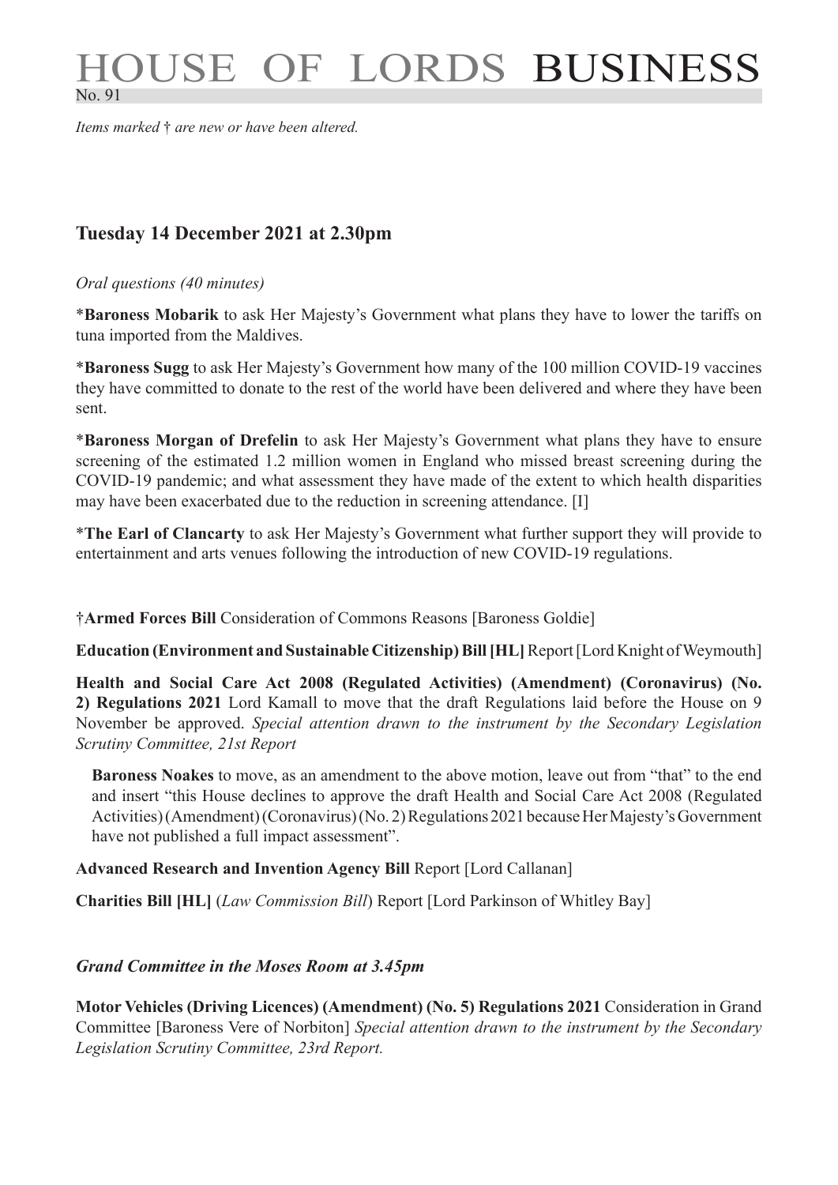# HOUSE OF LORDS BUSINESS

No. 91

*Items marked † are new or have been altered.*

## Tuesday 14 December 2021 at 2.30pm

*Oral questions (40 minutes)*

***Baroness Mobarik** to ask Her Majesty's Government what plans they have to lower the tariffs on tuna imported from the Maldives.

***Baroness Sugg** to ask Her Majesty's Government how many of the 100 million COVID-19 vaccines they have committed to donate to the rest of the world have been delivered and where they have been sent.

***Baroness Morgan of Drefelin** to ask Her Majesty's Government what plans they have to ensure screening of the estimated 1.2 million women in England who missed breast screening during the COVID-19 pandemic; and what assessment they have made of the extent to which health disparities may have been exacerbated due to the reduction in screening attendance. [I]

***The Earl of Clancarty** to ask Her Majesty's Government what further support they will provide to entertainment and arts venues following the introduction of new COVID-19 regulations.

**†Armed Forces Bill** Consideration of Commons Reasons [Baroness Goldie]

**Education (Environment and Sustainable Citizenship) Bill [HL]** Report [Lord Knight of Weymouth]

**Health and Social Care Act 2008 (Regulated Activities) (Amendment) (Coronavirus) (No. 2) Regulations 2021** Lord Kamall to move that the draft Regulations laid before the House on 9 November be approved. *Special attention drawn to the instrument by the Secondary Legislation Scrutiny Committee, 21st Report*

> **Baroness Noakes** to move, as an amendment to the above motion, leave out from "that" to the end and insert "this House declines to approve the draft Health and Social Care Act 2008 (Regulated Activities) (Amendment) (Coronavirus) (No. 2) Regulations 2021 because Her Majesty's Government have not published a full impact assessment".

**Advanced Research and Invention Agency Bill** Report [Lord Callanan]

**Charities Bill [HL]** (*Law Commission Bill*) Report [Lord Parkinson of Whitley Bay]

### *Grand Committee in the Moses Room at 3.45pm*

**Motor Vehicles (Driving Licences) (Amendment) (No. 5) Regulations 2021** Consideration in Grand Committee [Baroness Vere of Norbiton] *Special attention drawn to the instrument by the Secondary Legislation Scrutiny Committee, 23rd Report.*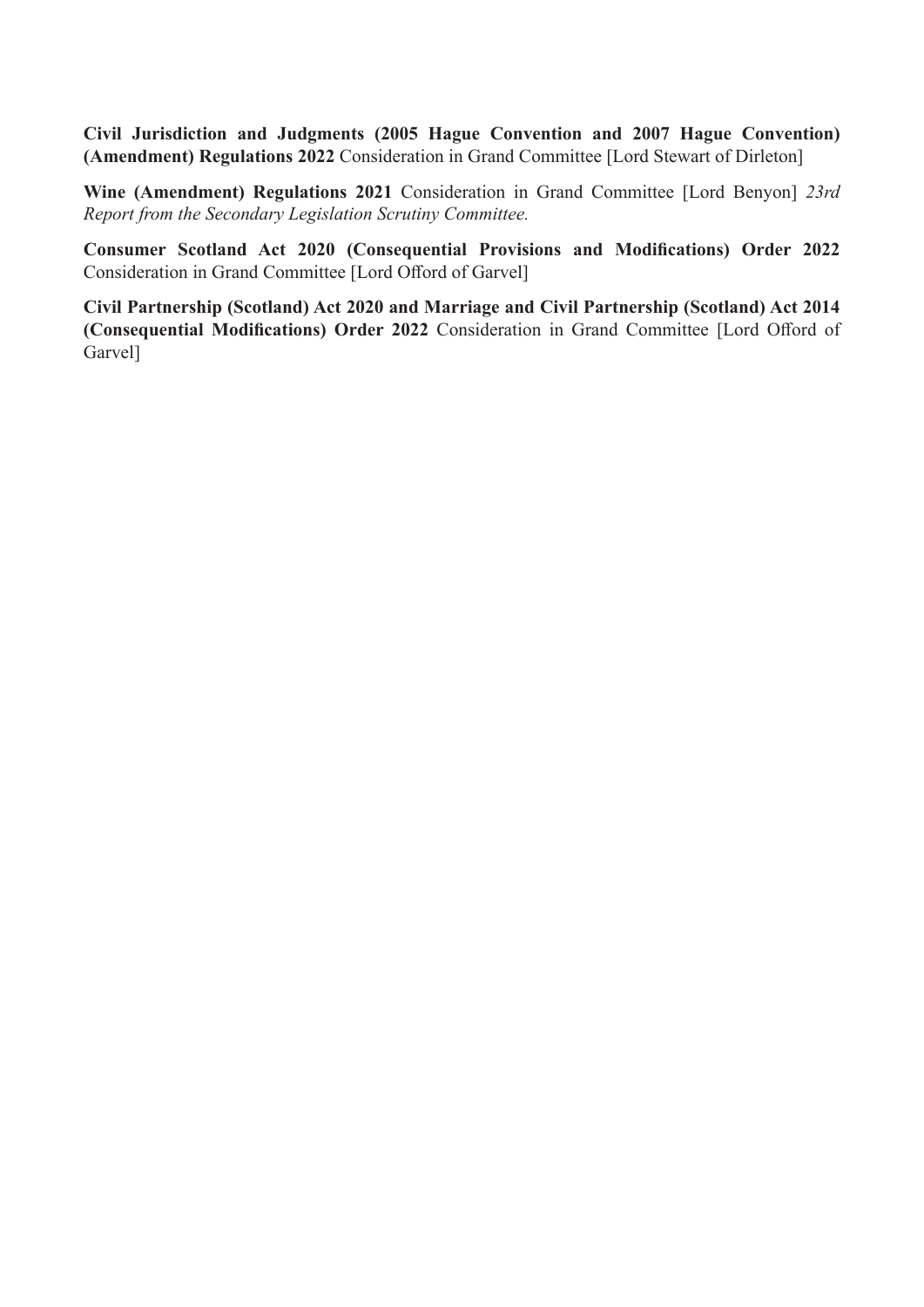**Civil Jurisdiction and Judgments (2005 Hague Convention and 2007 Hague Convention) (Amendment) Regulations 2022** Consideration in Grand Committee [Lord Stewart of Dirleton]

**Wine (Amendment) Regulations 2021** Consideration in Grand Committee [Lord Benyon] *23rd Report from the Secondary Legislation Scrutiny Committee.*

**Consumer Scotland Act 2020 (Consequential Provisions and Modifications) Order 2022** Consideration in Grand Committee [Lord Offord of Garvel]

**Civil Partnership (Scotland) Act 2020 and Marriage and Civil Partnership (Scotland) Act 2014 (Consequential Modifications) Order 2022** Consideration in Grand Committee [Lord Offord of Garvel]